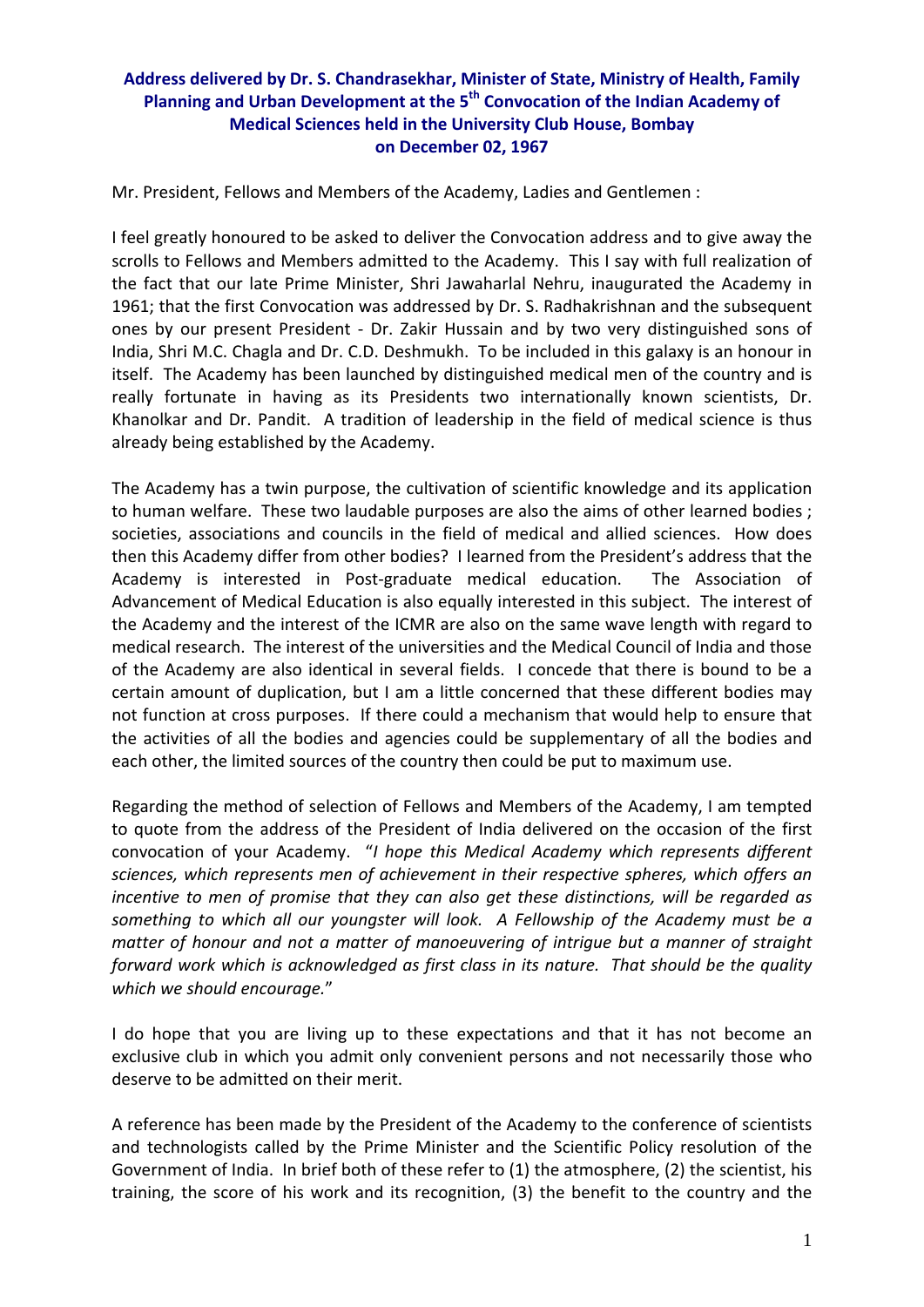**Address delivered by Dr. S. Chandrasekhar, Minister of State, Ministry of Health, Family Planning and Urban Development at the 5th Convocation of the Indian Academy of Medical Sciences held in the University Club House, Bombay on December 02, 1967**

Mr. President, Fellows and Members of the Academy, Ladies and Gentlemen :

I feel greatly honoured to be asked to deliver the Convocation address and to give away the scrolls to Fellows and Members admitted to the Academy. This I say with full realization of the fact that our late Prime Minister, Shri Jawaharlal Nehru, inaugurated the Academy in 1961; that the first Convocation was addressed by Dr. S. Radhakrishnan and the subsequent ones by our present President - Dr. Zakir Hussain and by two very distinguished sons of India, Shri M.C. Chagla and Dr. C.D. Deshmukh. To be included in this galaxy is an honour in itself. The Academy has been launched by distinguished medical men of the country and is really fortunate in having as its Presidents two internationally known scientists, Dr. Khanolkar and Dr. Pandit. A tradition of leadership in the field of medical science is thus already being established by the Academy.

The Academy has a twin purpose, the cultivation of scientific knowledge and its application to human welfare. These two laudable purposes are also the aims of other learned bodies ; societies, associations and councils in the field of medical and allied sciences. How does then this Academy differ from other bodies? I learned from the President's address that the Academy is interested in Post-graduate medical education. The Association of Advancement of Medical Education is also equally interested in this subject. The interest of the Academy and the interest of the ICMR are also on the same wave length with regard to medical research. The interest of the universities and the Medical Council of India and those of the Academy are also identical in several fields. I concede that there is bound to be a certain amount of duplication, but I am a little concerned that these different bodies may not function at cross purposes. If there could a mechanism that would help to ensure that the activities of all the bodies and agencies could be supplementary of all the bodies and each other, the limited sources of the country then could be put to maximum use.

Regarding the method of selection of Fellows and Members of the Academy, I am tempted to quote from the address of the President of India delivered on the occasion of the first convocation of your Academy. "*I hope this Medical Academy which represents different sciences, which represents men of achievement in their respective spheres, which offers an incentive to men of promise that they can also get these distinctions, will be regarded as something to which all our youngster will look. A Fellowship of the Academy must be a matter of honour and not a matter of manoeuvering of intrigue but a manner of straight forward work which is acknowledged as first class in its nature. That should be the quality which we should encourage.*"

I do hope that you are living up to these expectations and that it has not become an exclusive club in which you admit only convenient persons and not necessarily those who deserve to be admitted on their merit.

A reference has been made by the President of the Academy to the conference of scientists and technologists called by the Prime Minister and the Scientific Policy resolution of the Government of India. In brief both of these refer to (1) the atmosphere, (2) the scientist, his training, the score of his work and its recognition, (3) the benefit to the country and the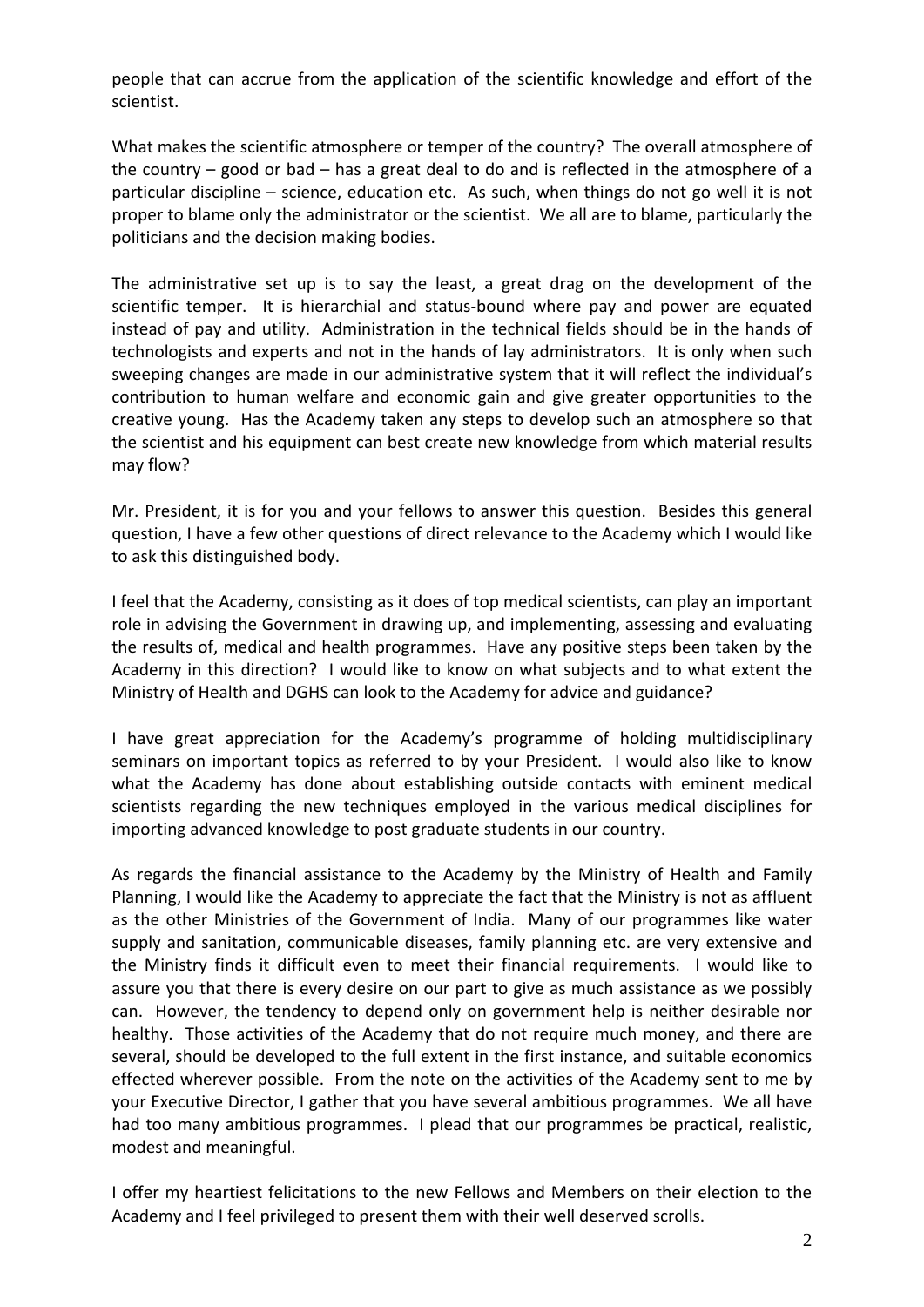people that can accrue from the application of the scientific knowledge and effort of the scientist.

What makes the scientific atmosphere or temper of the country? The overall atmosphere of the country – good or bad – has a great deal to do and is reflected in the atmosphere of a particular discipline – science, education etc. As such, when things do not go well it is not proper to blame only the administrator or the scientist. We all are to blame, particularly the politicians and the decision making bodies.

The administrative set up is to say the least, a great drag on the development of the scientific temper. It is hierarchial and status-bound where pay and power are equated instead of pay and utility. Administration in the technical fields should be in the hands of technologists and experts and not in the hands of lay administrators. It is only when such sweeping changes are made in our administrative system that it will reflect the individual's contribution to human welfare and economic gain and give greater opportunities to the creative young. Has the Academy taken any steps to develop such an atmosphere so that the scientist and his equipment can best create new knowledge from which material results may flow?

Mr. President, it is for you and your fellows to answer this question. Besides this general question, I have a few other questions of direct relevance to the Academy which I would like to ask this distinguished body.

I feel that the Academy, consisting as it does of top medical scientists, can play an important role in advising the Government in drawing up, and implementing, assessing and evaluating the results of, medical and health programmes. Have any positive steps been taken by the Academy in this direction? I would like to know on what subjects and to what extent the Ministry of Health and DGHS can look to the Academy for advice and guidance?

I have great appreciation for the Academy's programme of holding multidisciplinary seminars on important topics as referred to by your President. I would also like to know what the Academy has done about establishing outside contacts with eminent medical scientists regarding the new techniques employed in the various medical disciplines for importing advanced knowledge to post graduate students in our country.

As regards the financial assistance to the Academy by the Ministry of Health and Family Planning, I would like the Academy to appreciate the fact that the Ministry is not as affluent as the other Ministries of the Government of India. Many of our programmes like water supply and sanitation, communicable diseases, family planning etc. are very extensive and the Ministry finds it difficult even to meet their financial requirements. I would like to assure you that there is every desire on our part to give as much assistance as we possibly can. However, the tendency to depend only on government help is neither desirable nor healthy. Those activities of the Academy that do not require much money, and there are several, should be developed to the full extent in the first instance, and suitable economics effected wherever possible. From the note on the activities of the Academy sent to me by your Executive Director, I gather that you have several ambitious programmes. We all have had too many ambitious programmes. I plead that our programmes be practical, realistic, modest and meaningful.

I offer my heartiest felicitations to the new Fellows and Members on their election to the Academy and I feel privileged to present them with their well deserved scrolls.